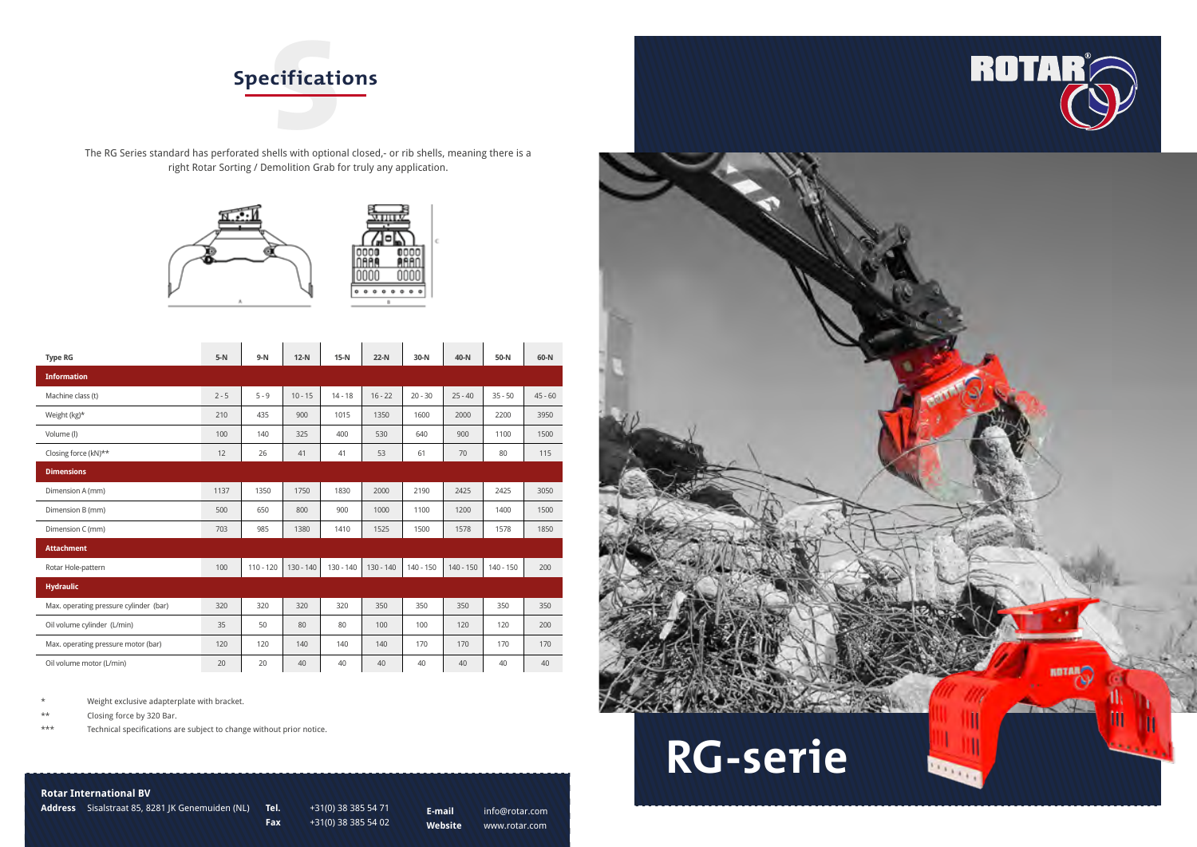## Specifications

The RG Series standard has perforated shells with optional closed,- or rib shells, meaning there is a right Rotar Sorting / Demolition Grab for truly any application.

| Type RG | 5-N | 9-N | 12-N | 15-N | 22-N | 30-N | 40-N | 50-N | 60-N |
|---|---|---|---|---|---|---|---|---|---|
| **Information** | | | | | | | | | |
| Machine class (t) | 2 - 5 | 5 - 9 | 10 - 15 | 14 - 18 | 16 - 22 | 20 - 30 | 25 - 40 | 35 - 50 | 45 - 60 |
| Weight (kg)* | 210 | 435 | 900 | 1015 | 1350 | 1600 | 2000 | 2200 | 3950 |
| Volume (l) | 100 | 140 | 325 | 400 | 530 | 640 | 900 | 1100 | 1500 |
| Closing force (kN)** | 12 | 26 | 41 | 41 | 53 | 61 | 70 | 80 | 115 |
| **Dimensions** | | | | | | | | | |
| Dimension A (mm) | 1137 | 1350 | 1750 | 1830 | 2000 | 2190 | 2425 | 2425 | 3050 |
| Dimension B (mm) | 500 | 650 | 800 | 900 | 1000 | 1100 | 1200 | 1400 | 1500 |
| Dimension C (mm) | 703 | 985 | 1380 | 1410 | 1525 | 1500 | 1578 | 1578 | 1850 |
| **Attachment** | | | | | | | | | |
| Rotar Hole-pattern | 100 | 110 - 120 | 130 - 140 | 130 - 140 | 130 - 140 | 140 - 150 | 140 - 150 | 140 - 150 | 200 |
| **Hydraulic** | | | | | | | | | |
| Max. operating pressure cylinder (bar) | 320 | 320 | 320 | 320 | 350 | 350 | 350 | 350 | 350 |
| Oil volume cylinder (L/min) | 35 | 50 | 80 | 80 | 100 | 100 | 120 | 120 | 200 |
| Max. operating pressure motor (bar) | 120 | 120 | 140 | 140 | 140 | 170 | 170 | 170 | 170 |
| Oil volume motor (L/min) | 20 | 20 | 40 | 40 | 40 | 40 | 40 | 40 | 40 |

\* Weight exclusive adapterplate with bracket.

** Closing force by 320 Bar.

*** Technical specifications are subject to change without prior notice.

**Rotar International BV**

**Address** Sisalstraat 85, 8281 JK Genemuiden (NL)

**Tel.** +31(0) 38 385 54 71

**Fax** +31(0) 38 385 54 02

**E-mail** info@rotar.com

**Website** www.rotar.com

ROTAR®

# RG-serie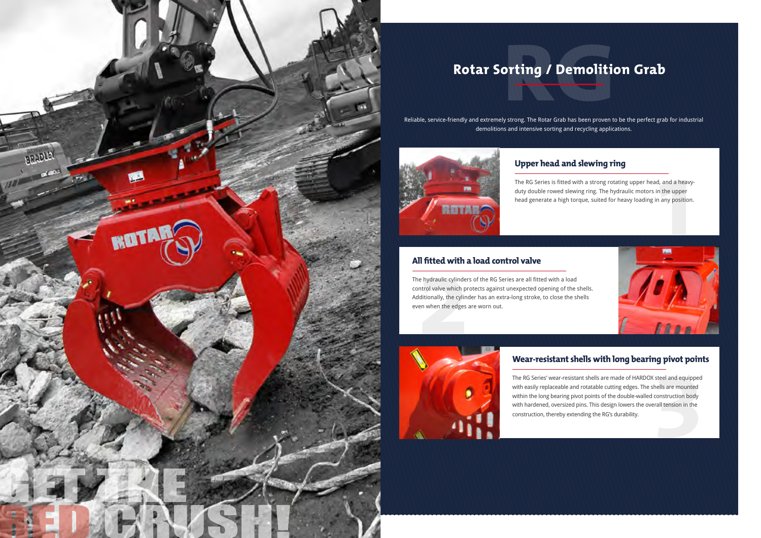# Rotar Sorting / Demolition Grab

Reliable, service-friendly and extremely strong. The Rotar Grab has been proven to be the perfect grab for industrial demolitions and intensive sorting and recycling applications.

## Upper head and slewing ring

The RG Series is fitted with a strong rotating upper head, and a heavy-duty double rowed slewing ring. The hydraulic motors in the upper head generate a high torque, suited for heavy loading in any position.

## All fitted with a load control valve

The hydraulic cylinders of the RG Series are all fitted with a load control valve which protects against unexpected opening of the shells. Additionally, the cylinder has an extra-long stroke, to close the shells even when the edges are worn out.

## Wear-resistant shells with long bearing pivot points

The RG Series' wear-resistant shells are made of HARDOX steel and equipped with easily replaceable and rotatable cutting edges. The shells are mounted within the long bearing pivot points of the double-walled construction body with hardened, oversized pins. This design lowers the overall tension in the construction, thereby extending the RG's durability.

GET THE RED CRUSH!